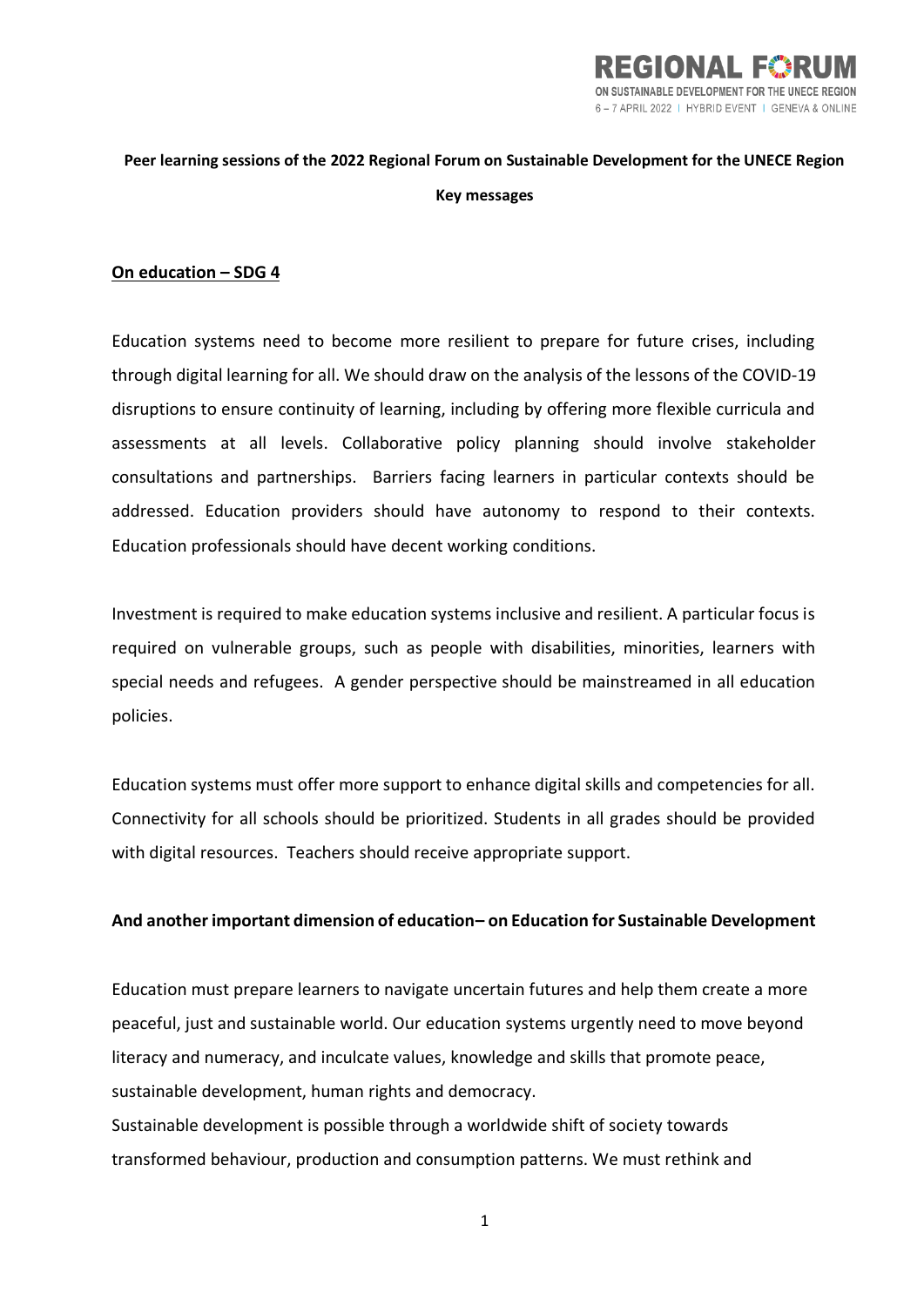**Peer learning sessions of the 2022 Regional Forum on Sustainable Development for the UNECE Region**

**Key messages**

## On education – SDG 4

Education systems need to become more resilient to prepare for future crises, including through digital learning for all. We should draw on the analysis of the lessons of the COVID-19 disruptions to ensure continuity of learning, including by offering more flexible curricula and assessments at all levels. Collaborative policy planning should involve stakeholder consultations and partnerships. Barriers facing learners in particular contexts should be addressed. Education providers should have autonomy to respond to their contexts. Education professionals should have decent working conditions.

Investment is required to make education systems inclusive and resilient. A particular focus is required on vulnerable groups, such as people with disabilities, minorities, learners with special needs and refugees. A gender perspective should be mainstreamed in all education policies.

Education systems must offer more support to enhance digital skills and competencies for all. Connectivity for all schools should be prioritized. Students in all grades should be provided with digital resources. Teachers should receive appropriate support.

**And another important dimension of education– on Education for Sustainable Development**

Education must prepare learners to navigate uncertain futures and help them create a more peaceful, just and sustainable world. Our education systems urgently need to move beyond literacy and numeracy, and inculcate values, knowledge and skills that promote peace, sustainable development, human rights and democracy.

Sustainable development is possible through a worldwide shift of society towards transformed behaviour, production and consumption patterns. We must rethink and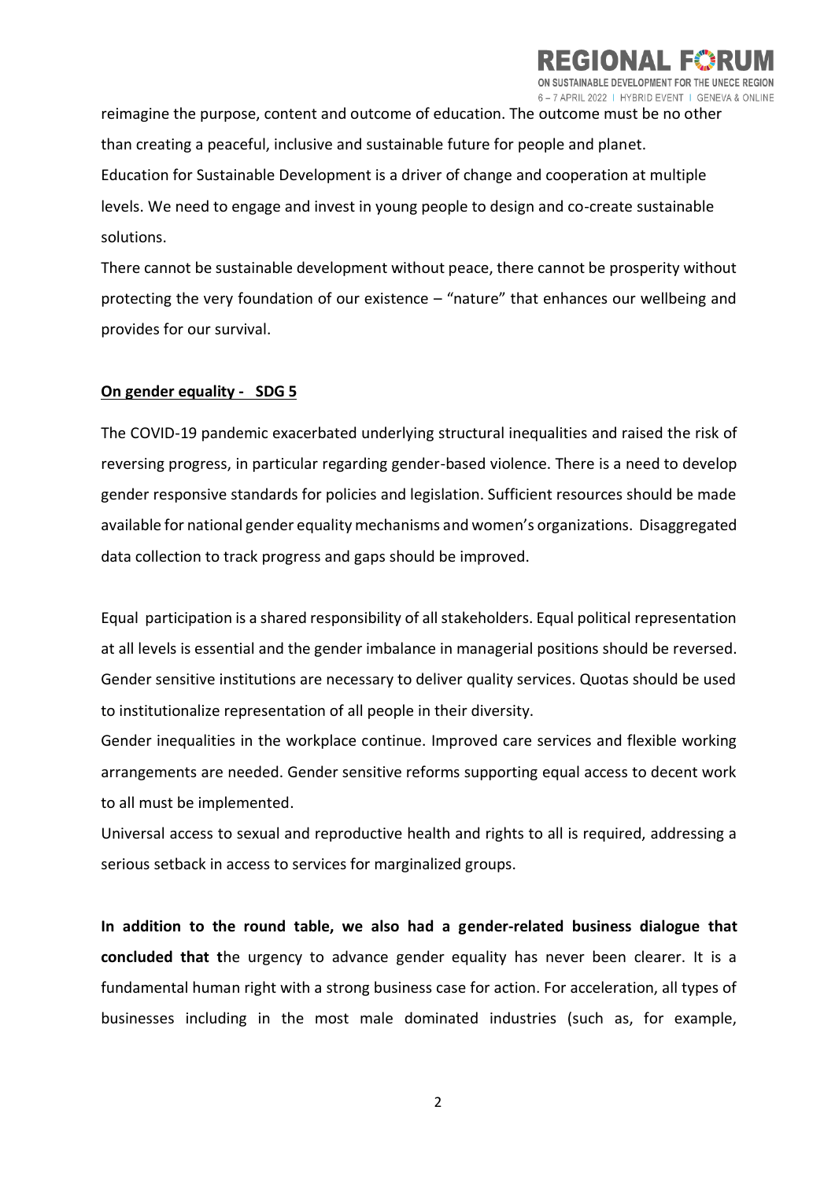reimagine the purpose, content and outcome of education. The outcome must be no other than creating a peaceful, inclusive and sustainable future for people and planet.

Education for Sustainable Development is a driver of change and cooperation at multiple levels. We need to engage and invest in young people to design and co-create sustainable solutions.

There cannot be sustainable development without peace, there cannot be prosperity without protecting the very foundation of our existence – "nature" that enhances our wellbeing and provides for our survival.

**On gender equality - SDG 5**

The COVID-19 pandemic exacerbated underlying structural inequalities and raised the risk of reversing progress, in particular regarding gender-based violence. There is a need to develop gender responsive standards for policies and legislation. Sufficient resources should be made available for national gender equality mechanisms and women's organizations. Disaggregated data collection to track progress and gaps should be improved.

Equal participation is a shared responsibility of all stakeholders. Equal political representation at all levels is essential and the gender imbalance in managerial positions should be reversed. Gender sensitive institutions are necessary to deliver quality services. Quotas should be used to institutionalize representation of all people in their diversity.

Gender inequalities in the workplace continue. Improved care services and flexible working arrangements are needed. Gender sensitive reforms supporting equal access to decent work to all must be implemented.

Universal access to sexual and reproductive health and rights to all is required, addressing a serious setback in access to services for marginalized groups.

**In addition to the round table, we also had a gender-related business dialogue that concluded that t**he urgency to advance gender equality has never been clearer. It is a fundamental human right with a strong business case for action. For acceleration, all types of businesses including in the most male dominated industries (such as, for example,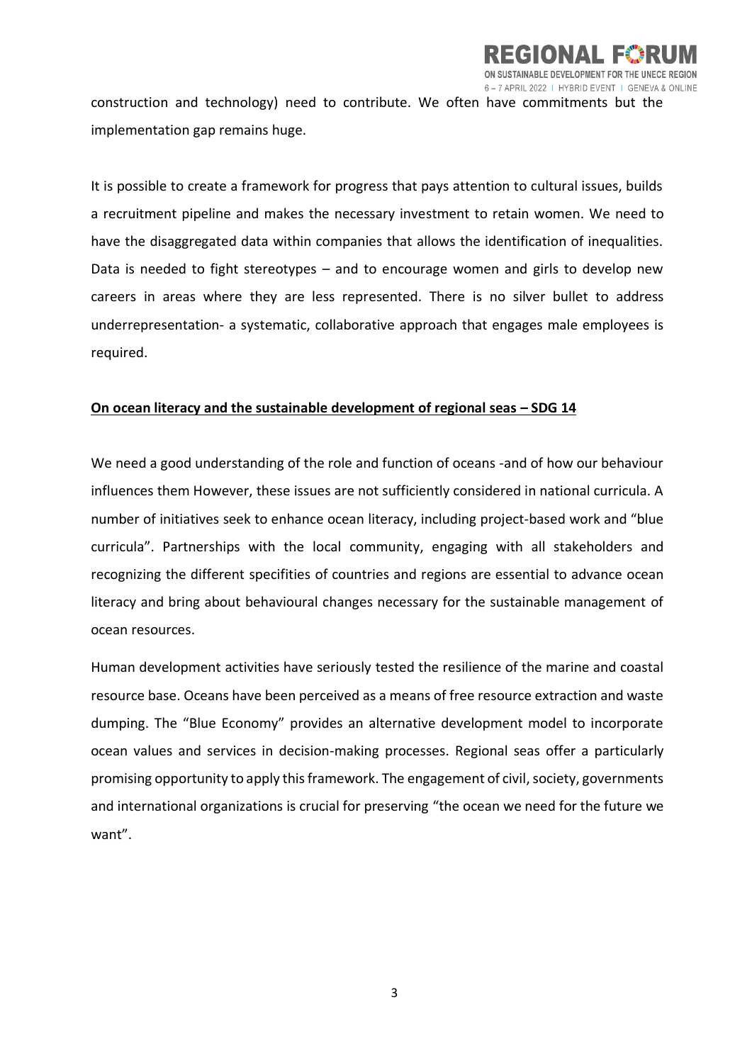construction and technology) need to contribute. We often have commitments but the implementation gap remains huge.

It is possible to create a framework for progress that pays attention to cultural issues, builds a recruitment pipeline and makes the necessary investment to retain women. We need to have the disaggregated data within companies that allows the identification of inequalities. Data is needed to fight stereotypes – and to encourage women and girls to develop new careers in areas where they are less represented. There is no silver bullet to address underrepresentation- a systematic, collaborative approach that engages male employees is required.

**On ocean literacy and the sustainable development of regional seas – SDG 14**

We need a good understanding of the role and function of oceans -and of how our behaviour influences them However, these issues are not sufficiently considered in national curricula. A number of initiatives seek to enhance ocean literacy, including project-based work and "blue curricula". Partnerships with the local community, engaging with all stakeholders and recognizing the different specifities of countries and regions are essential to advance ocean literacy and bring about behavioural changes necessary for the sustainable management of ocean resources.

Human development activities have seriously tested the resilience of the marine and coastal resource base. Oceans have been perceived as a means of free resource extraction and waste dumping. The "Blue Economy" provides an alternative development model to incorporate ocean values and services in decision-making processes. Regional seas offer a particularly promising opportunity to apply this framework. The engagement of civil, society, governments and international organizations is crucial for preserving "the ocean we need for the future we want".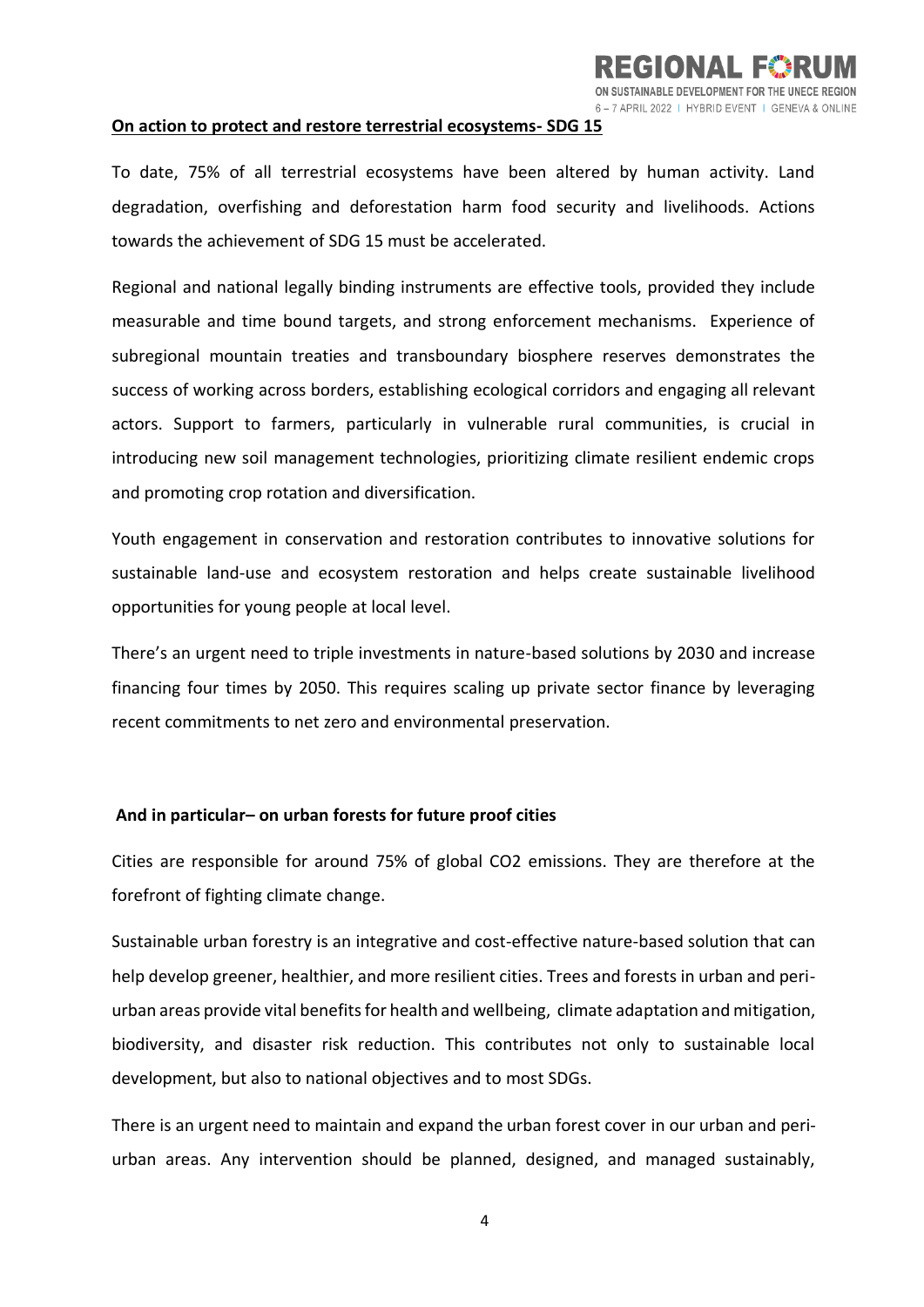**On action to protect and restore terrestrial ecosystems- SDG 15**

To date, 75% of all terrestrial ecosystems have been altered by human activity. Land degradation, overfishing and deforestation harm food security and livelihoods. Actions towards the achievement of SDG 15 must be accelerated.

Regional and national legally binding instruments are effective tools, provided they include measurable and time bound targets, and strong enforcement mechanisms. Experience of subregional mountain treaties and transboundary biosphere reserves demonstrates the success of working across borders, establishing ecological corridors and engaging all relevant actors. Support to farmers, particularly in vulnerable rural communities, is crucial in introducing new soil management technologies, prioritizing climate resilient endemic crops and promoting crop rotation and diversification.

Youth engagement in conservation and restoration contributes to innovative solutions for sustainable land-use and ecosystem restoration and helps create sustainable livelihood opportunities for young people at local level.

There's an urgent need to triple investments in nature-based solutions by 2030 and increase financing four times by 2050. This requires scaling up private sector finance by leveraging recent commitments to net zero and environmental preservation.

**And in particular– on urban forests for future proof cities**

Cities are responsible for around 75% of global $CO_2$ emissions. They are therefore at the forefront of fighting climate change.

Sustainable urban forestry is an integrative and cost-effective nature-based solution that can help develop greener, healthier, and more resilient cities. Trees and forests in urban and peri-urban areas provide vital benefits for health and wellbeing, climate adaptation and mitigation, biodiversity, and disaster risk reduction. This contributes not only to sustainable local development, but also to national objectives and to most SDGs.

There is an urgent need to maintain and expand the urban forest cover in our urban and peri-urban areas. Any intervention should be planned, designed, and managed sustainably,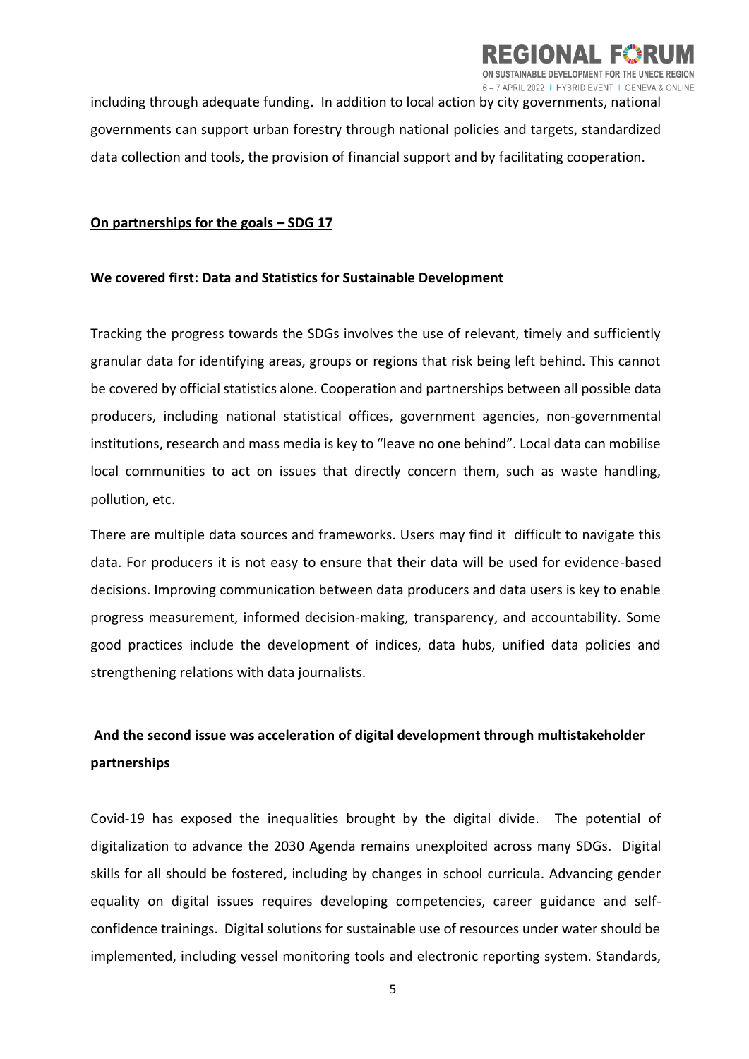including through adequate funding. In addition to local action by city governments, national governments can support urban forestry through national policies and targets, standardized data collection and tools, the provision of financial support and by facilitating cooperation.

**On partnerships for the goals – SDG 17**

**We covered first: Data and Statistics for Sustainable Development**

Tracking the progress towards the SDGs involves the use of relevant, timely and sufficiently granular data for identifying areas, groups or regions that risk being left behind. This cannot be covered by official statistics alone. Cooperation and partnerships between all possible data producers, including national statistical offices, government agencies, non-governmental institutions, research and mass media is key to "leave no one behind". Local data can mobilise local communities to act on issues that directly concern them, such as waste handling, pollution, etc.

There are multiple data sources and frameworks. Users may find it difficult to navigate this data. For producers it is not easy to ensure that their data will be used for evidence-based decisions. Improving communication between data producers and data users is key to enable progress measurement, informed decision-making, transparency, and accountability. Some good practices include the development of indices, data hubs, unified data policies and strengthening relations with data journalists.

**And the second issue was acceleration of digital development through multistakeholder partnerships**

Covid-19 has exposed the inequalities brought by the digital divide. The potential of digitalization to advance the 2030 Agenda remains unexploited across many SDGs. Digital skills for all should be fostered, including by changes in school curricula. Advancing gender equality on digital issues requires developing competencies, career guidance and self-confidence trainings. Digital solutions for sustainable use of resources under water should be implemented, including vessel monitoring tools and electronic reporting system. Standards,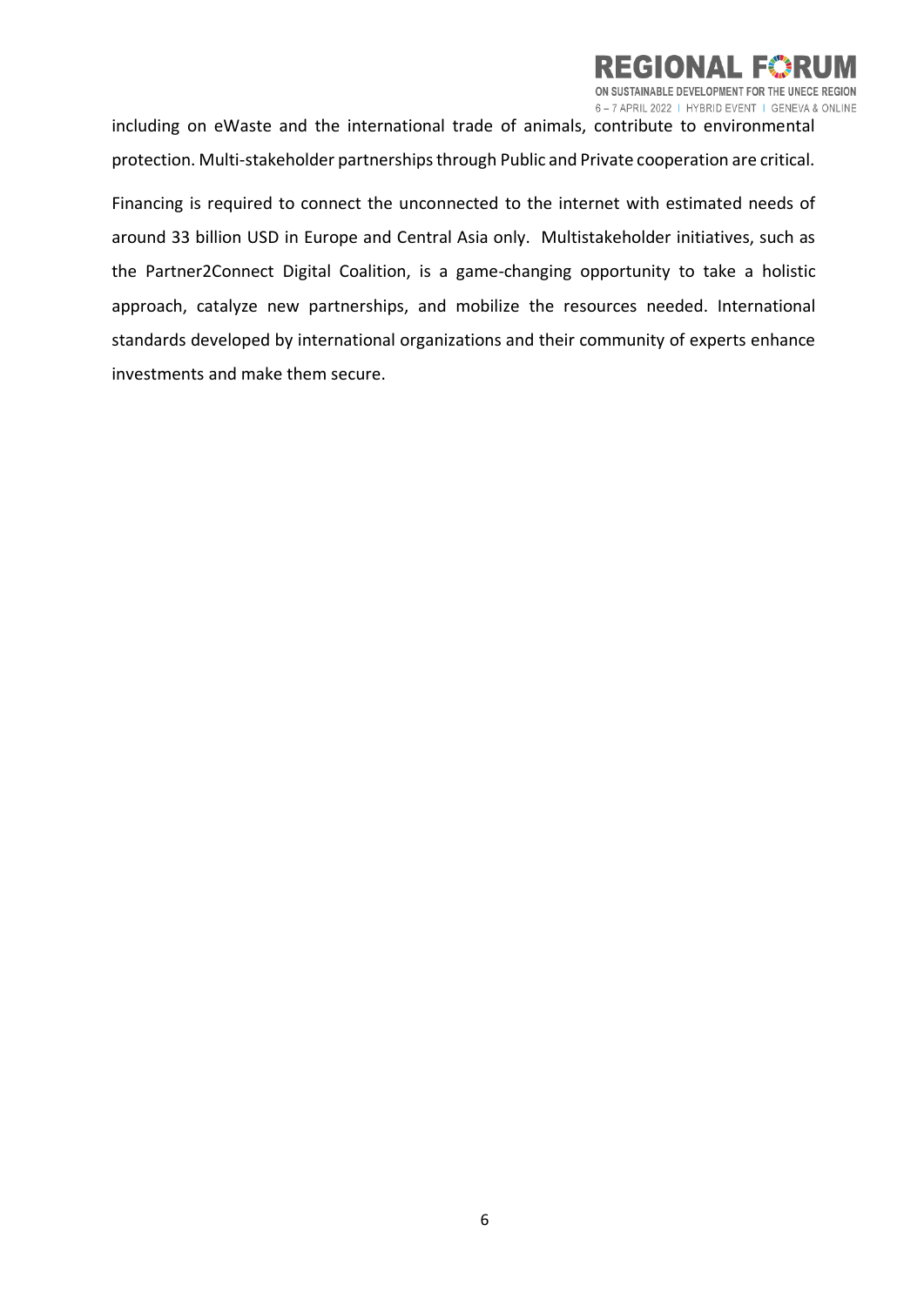including on eWaste and the international trade of animals, contribute to environmental protection. Multi-stakeholder partnerships through Public and Private cooperation are critical.

Financing is required to connect the unconnected to the internet with estimated needs of around 33 billion USD in Europe and Central Asia only. Multistakeholder initiatives, such as the Partner2Connect Digital Coalition, is a game-changing opportunity to take a holistic approach, catalyze new partnerships, and mobilize the resources needed. International standards developed by international organizations and their community of experts enhance investments and make them secure.